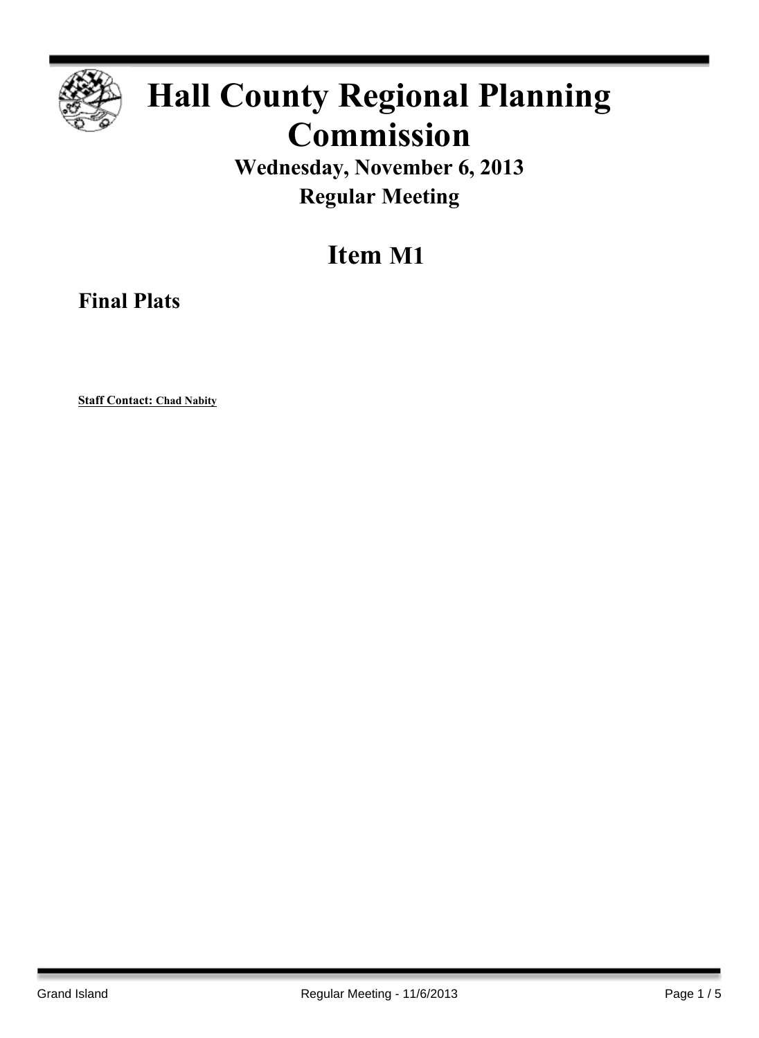# Hall County Regional Planning Commission

## Wednesday, November 6, 2013

## Regular Meeting

# Item M1

## Final Plats

**Staff Contact: Chad Nabity**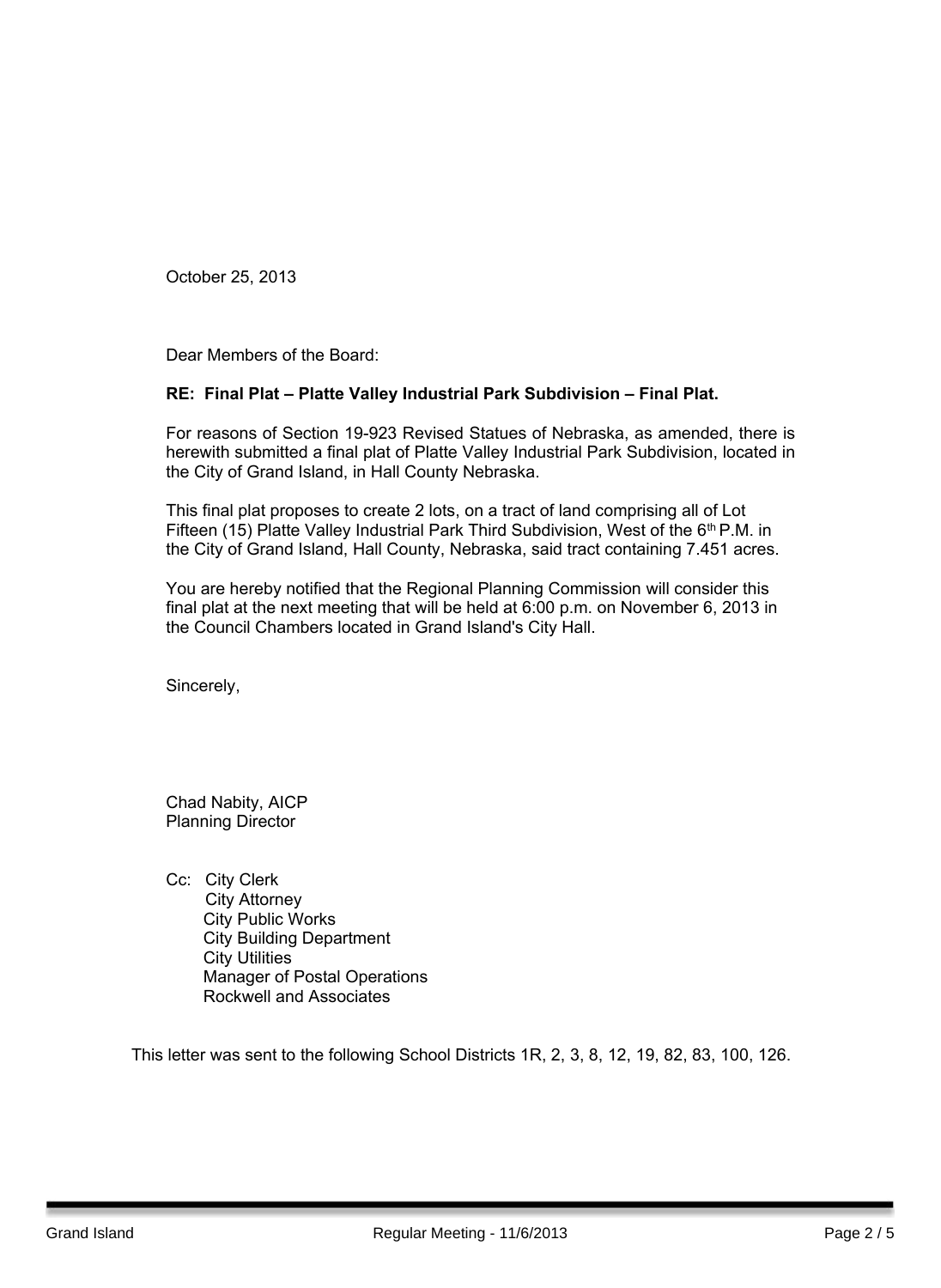October 25, 2013

Dear Members of the Board:

**RE: Final Plat – Platte Valley Industrial Park Subdivision – Final Plat.**

For reasons of Section 19-923 Revised Statues of Nebraska, as amended, there is herewith submitted a final plat of Platte Valley Industrial Park Subdivision, located in the City of Grand Island, in Hall County Nebraska.

This final plat proposes to create 2 lots, on a tract of land comprising all of Lot Fifteen (15) Platte Valley Industrial Park Third Subdivision, West of the 6th P.M. in the City of Grand Island, Hall County, Nebraska, said tract containing 7.451 acres.

You are hereby notified that the Regional Planning Commission will consider this final plat at the next meeting that will be held at 6:00 p.m. on November 6, 2013 in the Council Chambers located in Grand Island's City Hall.

Sincerely,

Chad Nabity, AICP
Planning Director

Cc: City Clerk
City Attorney
City Public Works
City Building Department
City Utilities
Manager of Postal Operations
Rockwell and Associates

This letter was sent to the following School Districts 1R, 2, 3, 8, 12, 19, 82, 83, 100, 126.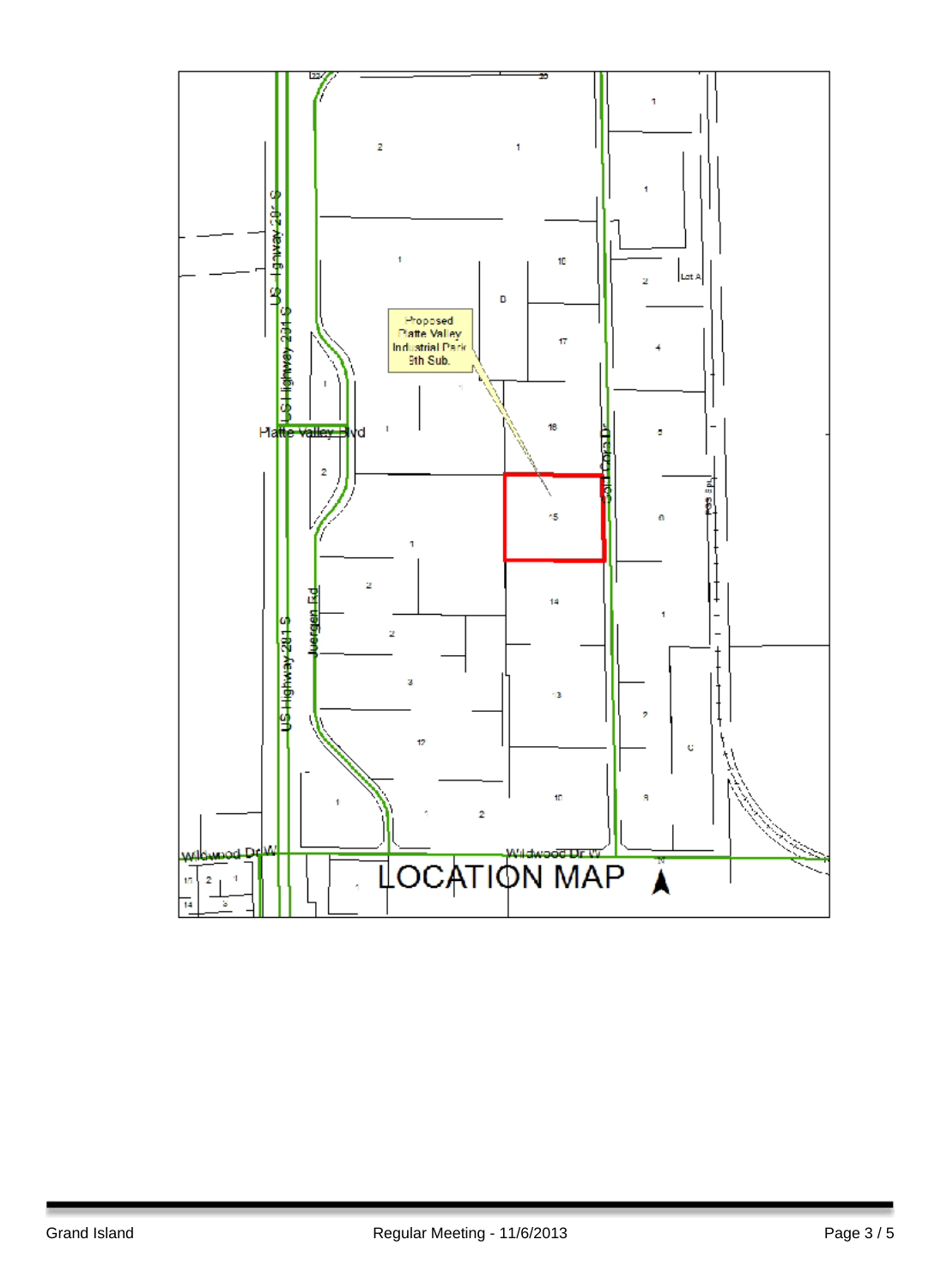Proposed Platte Valley Industrial Park 5th Sub.

LOCATION MAP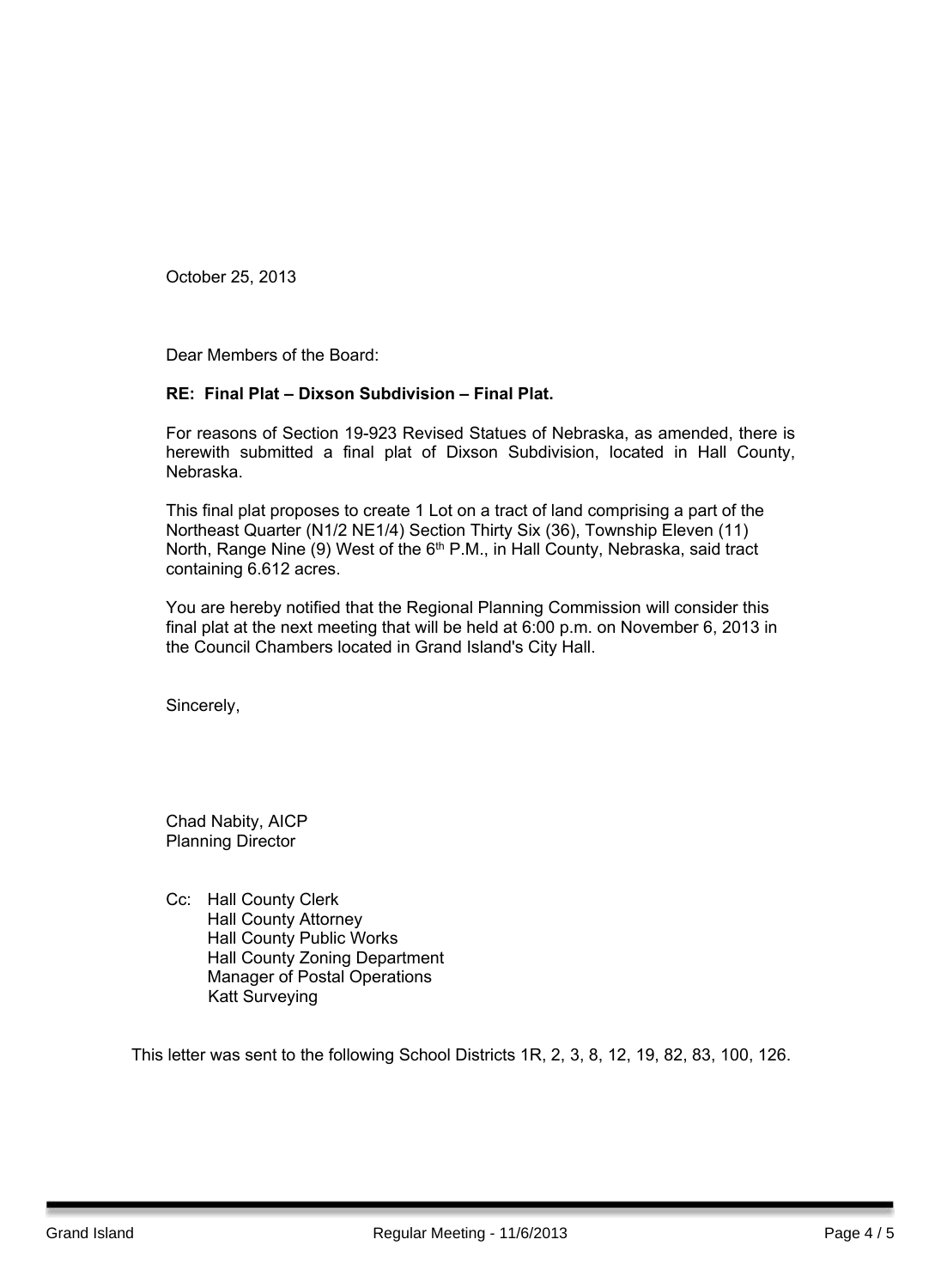October 25, 2013

Dear Members of the Board:

**RE: Final Plat – Dixson Subdivision – Final Plat.**

For reasons of Section 19-923 Revised Statues of Nebraska, as amended, there is herewith submitted a final plat of Dixson Subdivision, located in Hall County, Nebraska.

This final plat proposes to create 1 Lot on a tract of land comprising a part of the Northeast Quarter (N1/2 NE1/4) Section Thirty Six (36), Township Eleven (11) North, Range Nine (9) West of the 6th P.M., in Hall County, Nebraska, said tract containing 6.612 acres.

You are hereby notified that the Regional Planning Commission will consider this final plat at the next meeting that will be held at 6:00 p.m. on November 6, 2013 in the Council Chambers located in Grand Island's City Hall.

Sincerely,

Chad Nabity, AICP
Planning Director

Cc: Hall County Clerk
Hall County Attorney
Hall County Public Works
Hall County Zoning Department
Manager of Postal Operations
Katt Surveying

This letter was sent to the following School Districts 1R, 2, 3, 8, 12, 19, 82, 83, 100, 126.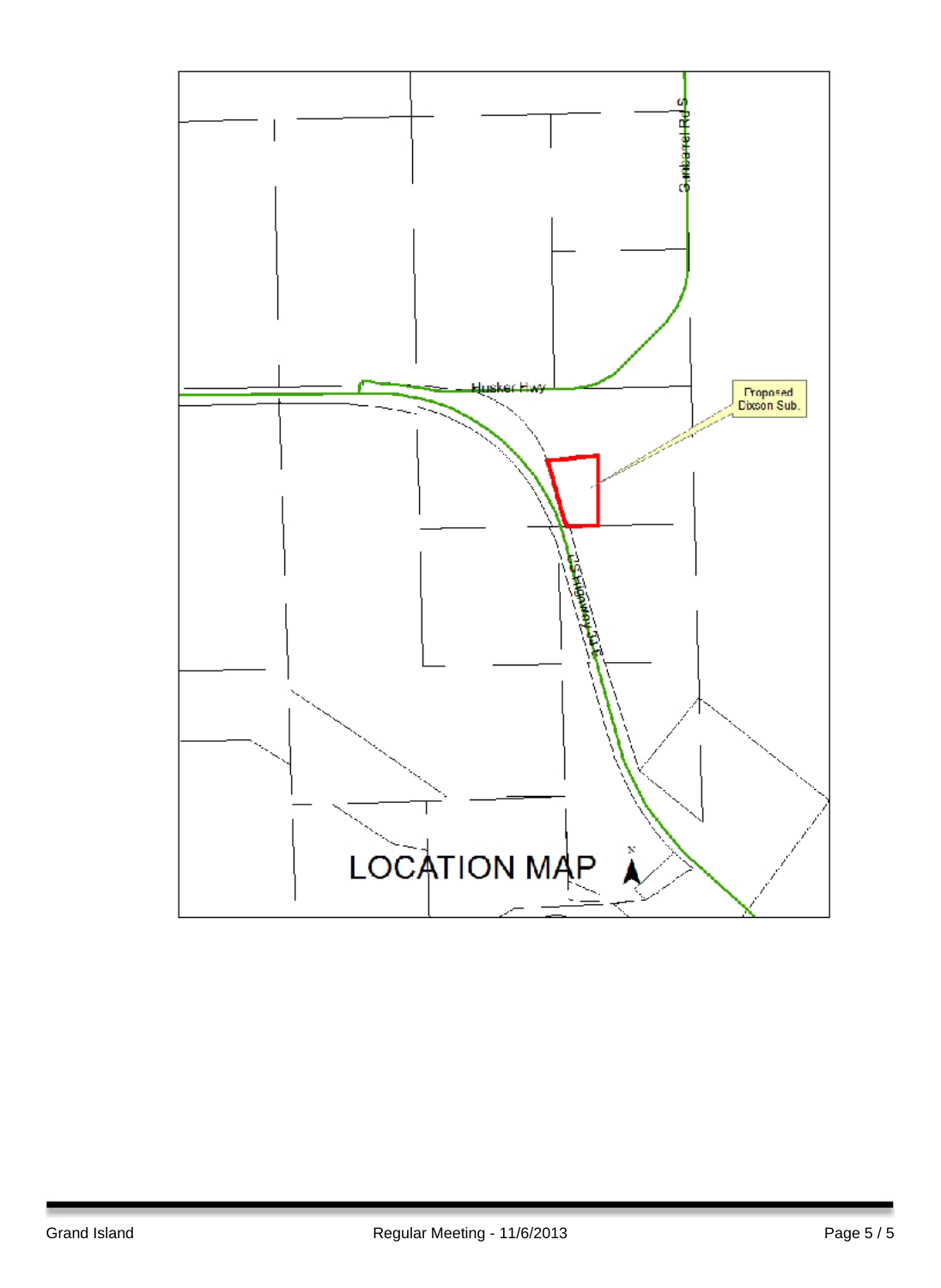Husker Hwy

Sunbarrel Rd S

Proposed Dixson Sub.

US Highway 281

LOCATION MAP

N